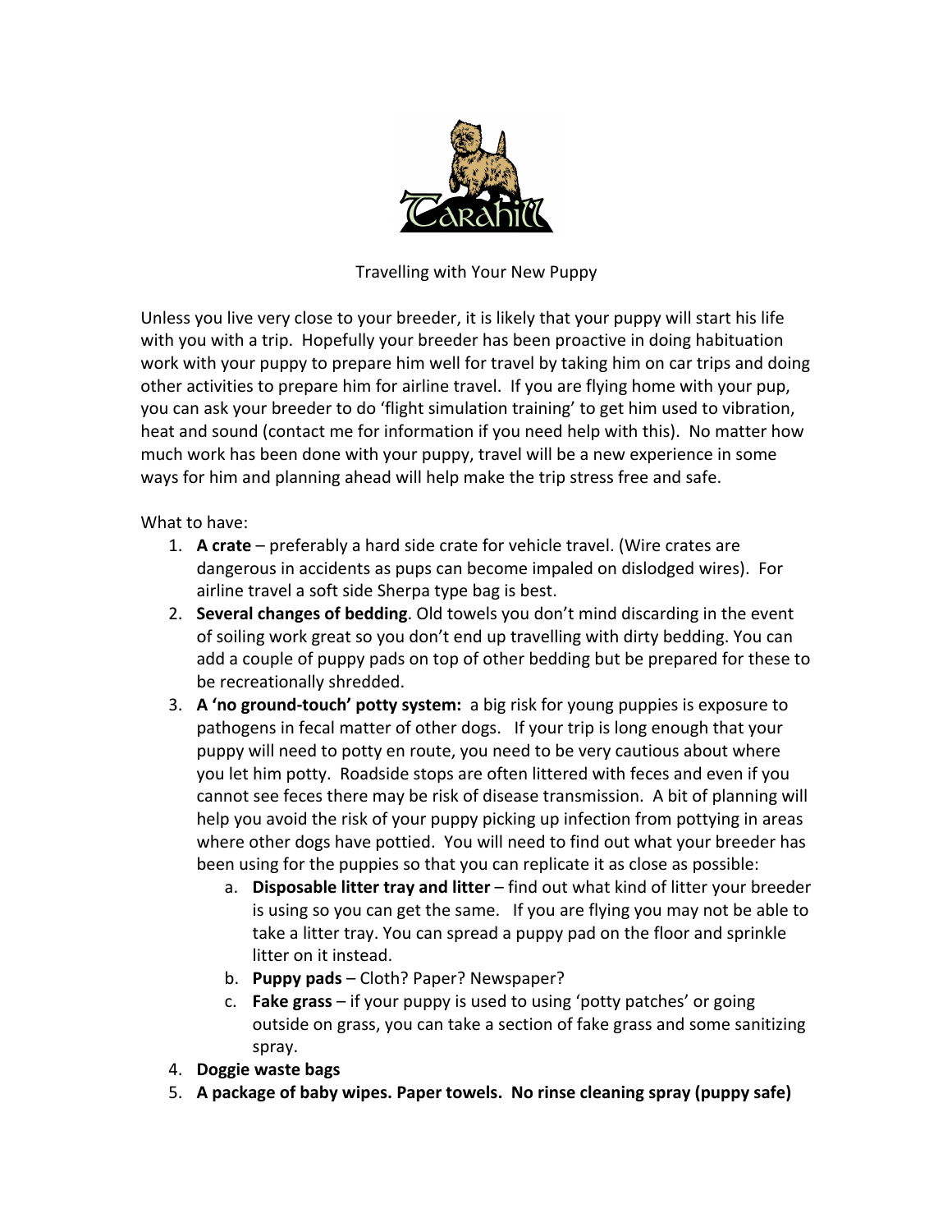# Travelling with Your New Puppy

Unless you live very close to your breeder, it is likely that your puppy will start his life with you with a trip. Hopefully your breeder has been proactive in doing habituation work with your puppy to prepare him well for travel by taking him on car trips and doing other activities to prepare him for airline travel. If you are flying home with your pup, you can ask your breeder to do 'flight simulation training' to get him used to vibration, heat and sound (contact me for information if you need help with this). No matter how much work has been done with your puppy, travel will be a new experience in some ways for him and planning ahead will help make the trip stress free and safe.

What to have:

1. **A crate** – preferably a hard side crate for vehicle travel. (Wire crates are dangerous in accidents as pups can become impaled on dislodged wires). For airline travel a soft side Sherpa type bag is best.
2. **Several changes of bedding**. Old towels you don't mind discarding in the event of soiling work great so you don't end up travelling with dirty bedding. You can add a couple of puppy pads on top of other bedding but be prepared for these to be recreationally shredded.
3. **A 'no ground-touch' potty system:** a big risk for young puppies is exposure to pathogens in fecal matter of other dogs. If your trip is long enough that your puppy will need to potty en route, you need to be very cautious about where you let him potty. Roadside stops are often littered with feces and even if you cannot see feces there may be risk of disease transmission. A bit of planning will help you avoid the risk of your puppy picking up infection from pottying in areas where other dogs have pottied. You will need to find out what your breeder has been using for the puppies so that you can replicate it as close as possible:
    a. **Disposable litter tray and litter** – find out what kind of litter your breeder is using so you can get the same. If you are flying you may not be able to take a litter tray. You can spread a puppy pad on the floor and sprinkle litter on it instead.
    b. **Puppy pads** – Cloth? Paper? Newspaper?
    c. **Fake grass** – if your puppy is used to using 'potty patches' or going outside on grass, you can take a section of fake grass and some sanitizing spray.
4. **Doggie waste bags**
5. **A package of baby wipes. Paper towels. No rinse cleaning spray (puppy safe)**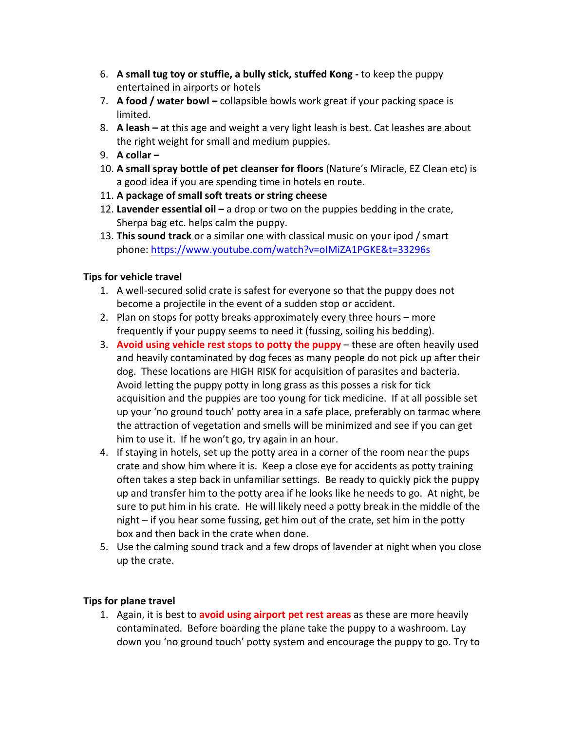6. **A small tug toy or stuffie, a bully stick, stuffed Kong -** to keep the puppy entertained in airports or hotels
7. **A food / water bowl –** collapsible bowls work great if your packing space is limited.
8. **A leash –** at this age and weight a very light leash is best. Cat leashes are about the right weight for small and medium puppies.
9. **A collar –**
10. **A small spray bottle of pet cleanser for floors** (Nature's Miracle, EZ Clean etc) is a good idea if you are spending time in hotels en route.
11. **A package of small soft treats or string cheese**
12. **Lavender essential oil –** a drop or two on the puppies bedding in the crate, Sherpa bag etc. helps calm the puppy.
13. **This sound track** or a similar one with classical music on your ipod / smart phone: https://www.youtube.com/watch?v=oIMiZA1PGKE&t=33296s

**Tips for vehicle travel**

1. A well-secured solid crate is safest for everyone so that the puppy does not become a projectile in the event of a sudden stop or accident.
2. Plan on stops for potty breaks approximately every three hours – more frequently if your puppy seems to need it (fussing, soiling his bedding).
3. **Avoid using vehicle rest stops to potty the puppy** – these are often heavily used and heavily contaminated by dog feces as many people do not pick up after their dog. These locations are HIGH RISK for acquisition of parasites and bacteria. Avoid letting the puppy potty in long grass as this posses a risk for tick acquisition and the puppies are too young for tick medicine. If at all possible set up your 'no ground touch' potty area in a safe place, preferably on tarmac where the attraction of vegetation and smells will be minimized and see if you can get him to use it. If he won't go, try again in an hour.
4. If staying in hotels, set up the potty area in a corner of the room near the pups crate and show him where it is. Keep a close eye for accidents as potty training often takes a step back in unfamiliar settings. Be ready to quickly pick the puppy up and transfer him to the potty area if he looks like he needs to go. At night, be sure to put him in his crate. He will likely need a potty break in the middle of the night – if you hear some fussing, get him out of the crate, set him in the potty box and then back in the crate when done.
5. Use the calming sound track and a few drops of lavender at night when you close up the crate.

**Tips for plane travel**

1. Again, it is best to **avoid using airport pet rest areas** as these are more heavily contaminated. Before boarding the plane take the puppy to a washroom. Lay down you 'no ground touch' potty system and encourage the puppy to go. Try to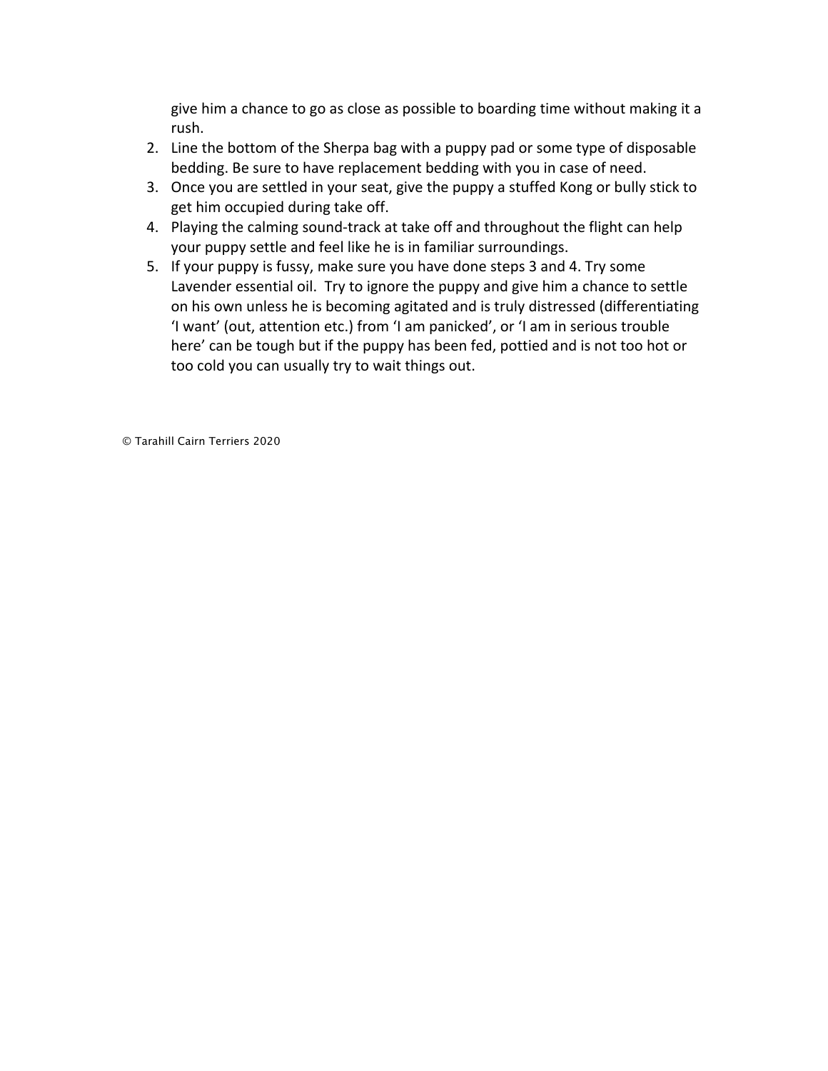give him a chance to go as close as possible to boarding time without making it a rush.

2. Line the bottom of the Sherpa bag with a puppy pad or some type of disposable bedding. Be sure to have replacement bedding with you in case of need.
3. Once you are settled in your seat, give the puppy a stuffed Kong or bully stick to get him occupied during take off.
4. Playing the calming sound-track at take off and throughout the flight can help your puppy settle and feel like he is in familiar surroundings.
5. If your puppy is fussy, make sure you have done steps 3 and 4. Try some Lavender essential oil. Try to ignore the puppy and give him a chance to settle on his own unless he is becoming agitated and is truly distressed (differentiating 'I want' (out, attention etc.) from 'I am panicked', or 'I am in serious trouble here' can be tough but if the puppy has been fed, pottied and is not too hot or too cold you can usually try to wait things out.

© Tarahill Cairn Terriers 2020